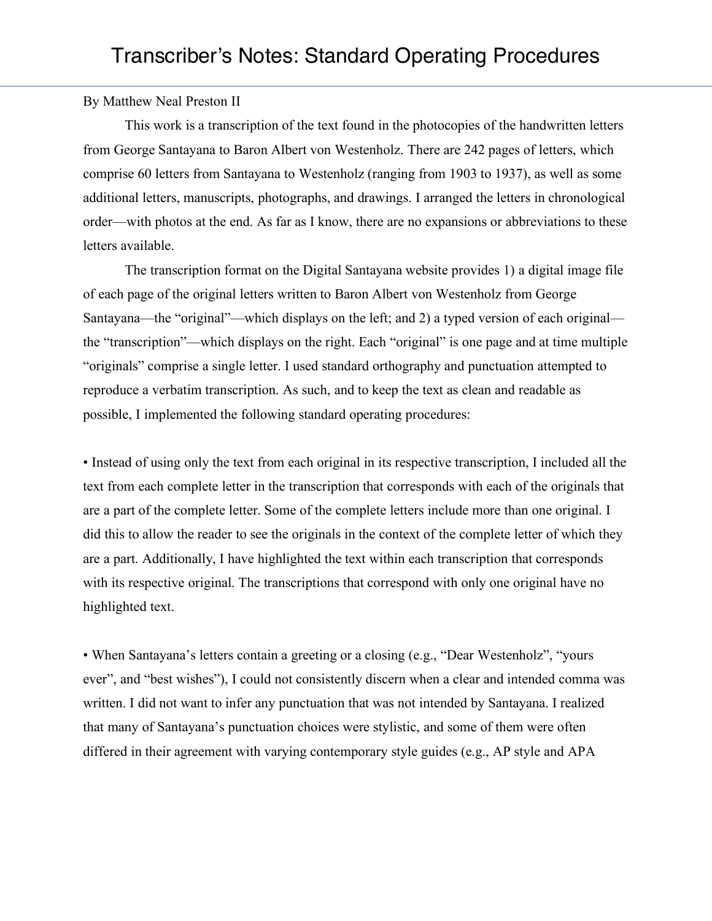# Transcriber's Notes: Standard Operating Procedures

By Matthew Neal Preston II

This work is a transcription of the text found in the photocopies of the handwritten letters from George Santayana to Baron Albert von Westenholz. There are 242 pages of letters, which comprise 60 letters from Santayana to Westenholz (ranging from 1903 to 1937), as well as some additional letters, manuscripts, photographs, and drawings. I arranged the letters in chronological order—with photos at the end. As far as I know, there are no expansions or abbreviations to these letters available.

The transcription format on the Digital Santayana website provides 1) a digital image file of each page of the original letters written to Baron Albert von Westenholz from George Santayana—the "original"—which displays on the left; and 2) a typed version of each original—the "transcription"—which displays on the right. Each "original" is one page and at time multiple "originals" comprise a single letter. I used standard orthography and punctuation attempted to reproduce a verbatim transcription. As such, and to keep the text as clean and readable as possible, I implemented the following standard operating procedures:

• Instead of using only the text from each original in its respective transcription, I included all the text from each complete letter in the transcription that corresponds with each of the originals that are a part of the complete letter. Some of the complete letters include more than one original. I did this to allow the reader to see the originals in the context of the complete letter of which they are a part. Additionally, I have highlighted the text within each transcription that corresponds with its respective original. The transcriptions that correspond with only one original have no highlighted text.

• When Santayana's letters contain a greeting or a closing (e.g., "Dear Westenholz", "yours ever", and "best wishes"), I could not consistently discern when a clear and intended comma was written. I did not want to infer any punctuation that was not intended by Santayana. I realized that many of Santayana's punctuation choices were stylistic, and some of them were often differed in their agreement with varying contemporary style guides (e.g., AP style and APA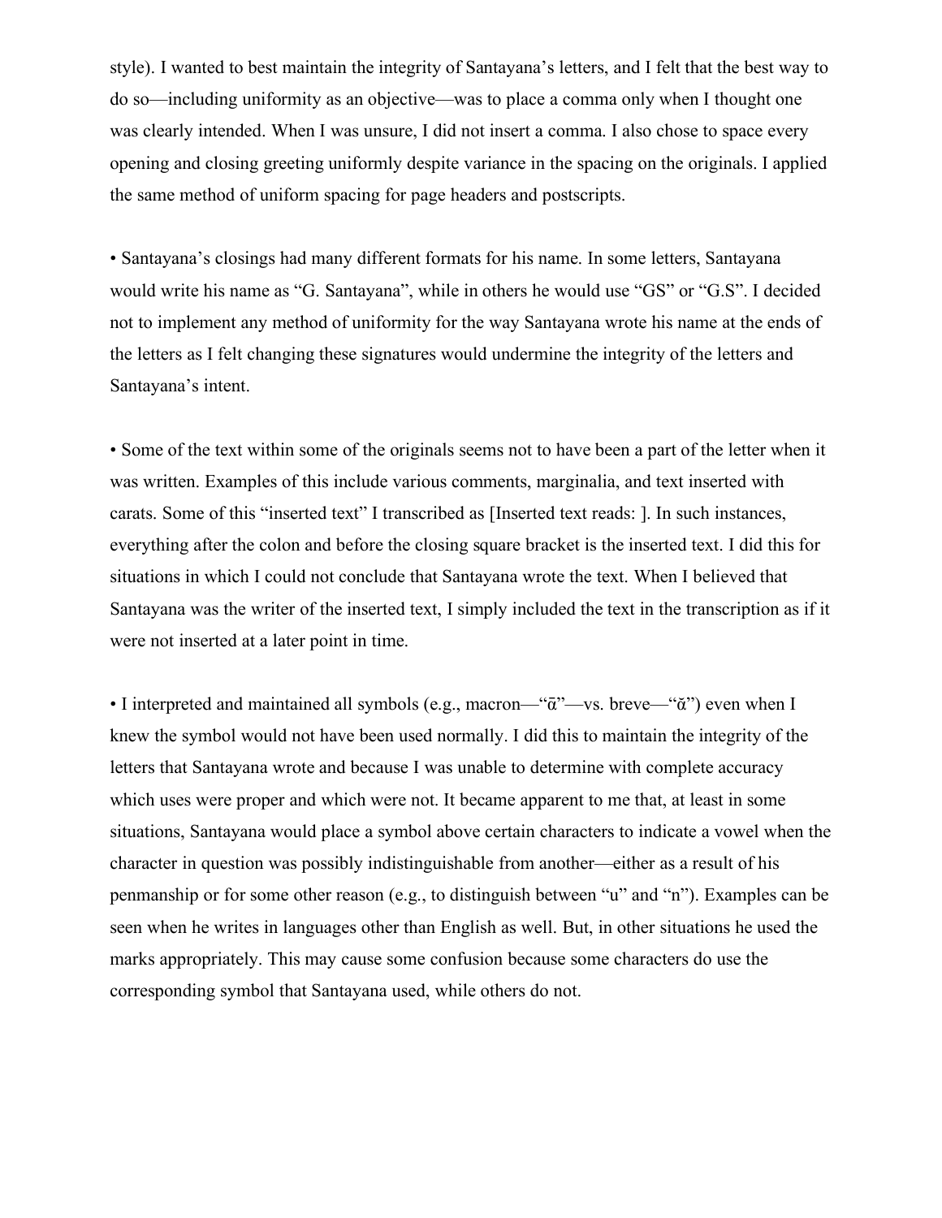style). I wanted to best maintain the integrity of Santayana's letters, and I felt that the best way to do so—including uniformity as an objective—was to place a comma only when I thought one was clearly intended. When I was unsure, I did not insert a comma. I also chose to space every opening and closing greeting uniformly despite variance in the spacing on the originals. I applied the same method of uniform spacing for page headers and postscripts.

• Santayana's closings had many different formats for his name. In some letters, Santayana would write his name as "G. Santayana", while in others he would use "GS" or "G.S". I decided not to implement any method of uniformity for the way Santayana wrote his name at the ends of the letters as I felt changing these signatures would undermine the integrity of the letters and Santayana's intent.

• Some of the text within some of the originals seems not to have been a part of the letter when it was written. Examples of this include various comments, marginalia, and text inserted with carats. Some of this "inserted text" I transcribed as [Inserted text reads: ]. In such instances, everything after the colon and before the closing square bracket is the inserted text. I did this for situations in which I could not conclude that Santayana wrote the text. When I believed that Santayana was the writer of the inserted text, I simply included the text in the transcription as if it were not inserted at a later point in time.

• I interpreted and maintained all symbols (e.g., macron—"ᾱ"—vs. breve—"ᾰ") even when I knew the symbol would not have been used normally. I did this to maintain the integrity of the letters that Santayana wrote and because I was unable to determine with complete accuracy which uses were proper and which were not. It became apparent to me that, at least in some situations, Santayana would place a symbol above certain characters to indicate a vowel when the character in question was possibly indistinguishable from another—either as a result of his penmanship or for some other reason (e.g., to distinguish between "u" and "n"). Examples can be seen when he writes in languages other than English as well. But, in other situations he used the marks appropriately. This may cause some confusion because some characters do use the corresponding symbol that Santayana used, while others do not.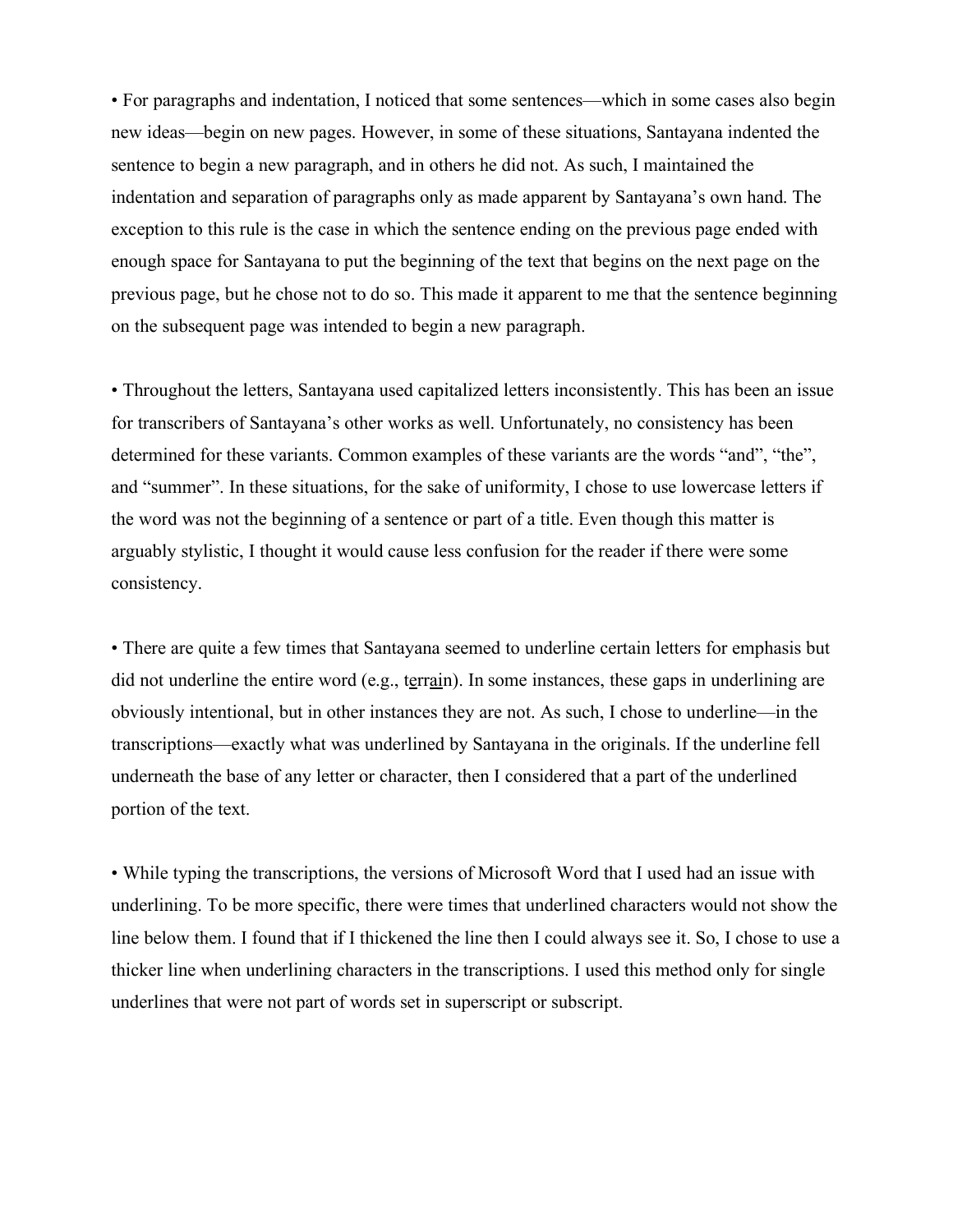• For paragraphs and indentation, I noticed that some sentences—which in some cases also begin new ideas—begin on new pages. However, in some of these situations, Santayana indented the sentence to begin a new paragraph, and in others he did not. As such, I maintained the indentation and separation of paragraphs only as made apparent by Santayana's own hand. The exception to this rule is the case in which the sentence ending on the previous page ended with enough space for Santayana to put the beginning of the text that begins on the next page on the previous page, but he chose not to do so. This made it apparent to me that the sentence beginning on the subsequent page was intended to begin a new paragraph.

• Throughout the letters, Santayana used capitalized letters inconsistently. This has been an issue for transcribers of Santayana's other works as well. Unfortunately, no consistency has been determined for these variants. Common examples of these variants are the words "and", "the", and "summer". In these situations, for the sake of uniformity, I chose to use lowercase letters if the word was not the beginning of a sentence or part of a title. Even though this matter is arguably stylistic, I thought it would cause less confusion for the reader if there were some consistency.

• There are quite a few times that Santayana seemed to underline certain letters for emphasis but did not underline the entire word (e.g., t<u>e</u>rr<u>ai</u>n). In some instances, these gaps in underlining are obviously intentional, but in other instances they are not. As such, I chose to underline—in the transcriptions—exactly what was underlined by Santayana in the originals. If the underline fell underneath the base of any letter or character, then I considered that a part of the underlined portion of the text.

• While typing the transcriptions, the versions of Microsoft Word that I used had an issue with underlining. To be more specific, there were times that underlined characters would not show the line below them. I found that if I thickened the line then I could always see it. So, I chose to use a thicker line when underlining characters in the transcriptions. I used this method only for single underlines that were not part of words set in superscript or subscript.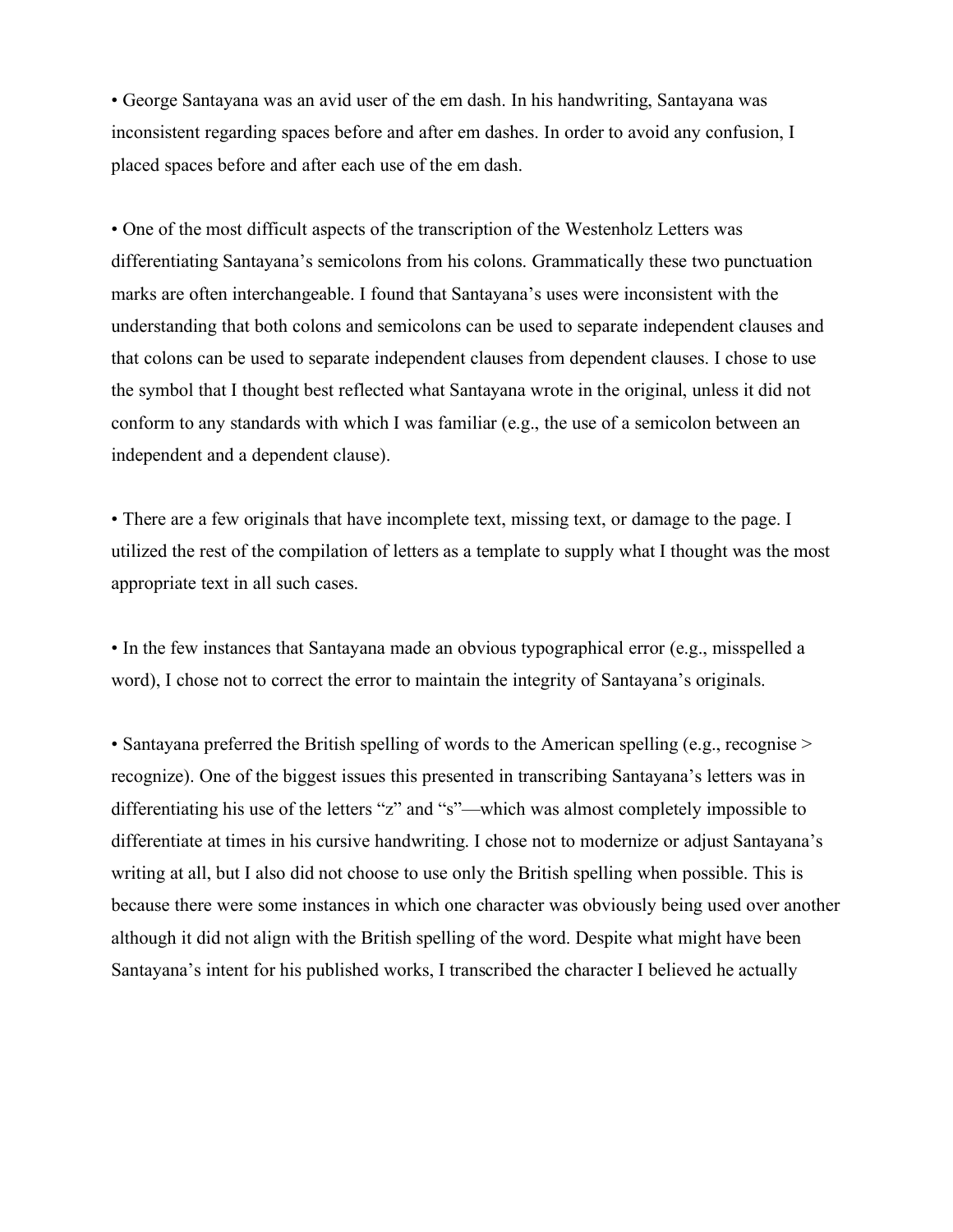• George Santayana was an avid user of the em dash. In his handwriting, Santayana was inconsistent regarding spaces before and after em dashes. In order to avoid any confusion, I placed spaces before and after each use of the em dash.

• One of the most difficult aspects of the transcription of the Westenholz Letters was differentiating Santayana's semicolons from his colons. Grammatically these two punctuation marks are often interchangeable. I found that Santayana's uses were inconsistent with the understanding that both colons and semicolons can be used to separate independent clauses and that colons can be used to separate independent clauses from dependent clauses. I chose to use the symbol that I thought best reflected what Santayana wrote in the original, unless it did not conform to any standards with which I was familiar (e.g., the use of a semicolon between an independent and a dependent clause).

• There are a few originals that have incomplete text, missing text, or damage to the page. I utilized the rest of the compilation of letters as a template to supply what I thought was the most appropriate text in all such cases.

• In the few instances that Santayana made an obvious typographical error (e.g., misspelled a word), I chose not to correct the error to maintain the integrity of Santayana's originals.

• Santayana preferred the British spelling of words to the American spelling (e.g., recognise > recognize). One of the biggest issues this presented in transcribing Santayana's letters was in differentiating his use of the letters "z" and "s"—which was almost completely impossible to differentiate at times in his cursive handwriting. I chose not to modernize or adjust Santayana's writing at all, but I also did not choose to use only the British spelling when possible. This is because there were some instances in which one character was obviously being used over another although it did not align with the British spelling of the word. Despite what might have been Santayana's intent for his published works, I transcribed the character I believed he actually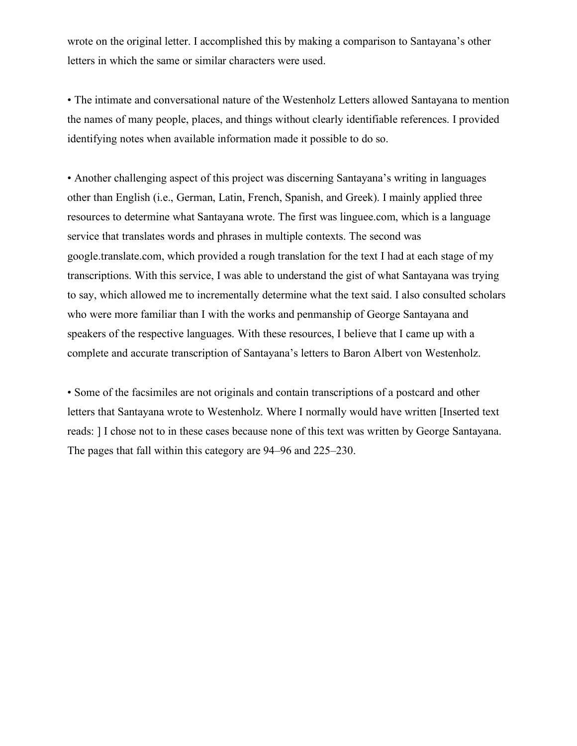wrote on the original letter. I accomplished this by making a comparison to Santayana's other letters in which the same or similar characters were used.

- The intimate and conversational nature of the Westenholz Letters allowed Santayana to mention the names of many people, places, and things without clearly identifiable references. I provided identifying notes when available information made it possible to do so.

- Another challenging aspect of this project was discerning Santayana's writing in languages other than English (i.e., German, Latin, French, Spanish, and Greek). I mainly applied three resources to determine what Santayana wrote. The first was linguee.com, which is a language service that translates words and phrases in multiple contexts. The second was google.translate.com, which provided a rough translation for the text I had at each stage of my transcriptions. With this service, I was able to understand the gist of what Santayana was trying to say, which allowed me to incrementally determine what the text said. I also consulted scholars who were more familiar than I with the works and penmanship of George Santayana and speakers of the respective languages. With these resources, I believe that I came up with a complete and accurate transcription of Santayana's letters to Baron Albert von Westenholz.

- Some of the facsimiles are not originals and contain transcriptions of a postcard and other letters that Santayana wrote to Westenholz. Where I normally would have written [Inserted text reads: ] I chose not to in these cases because none of this text was written by George Santayana. The pages that fall within this category are 94–96 and 225–230.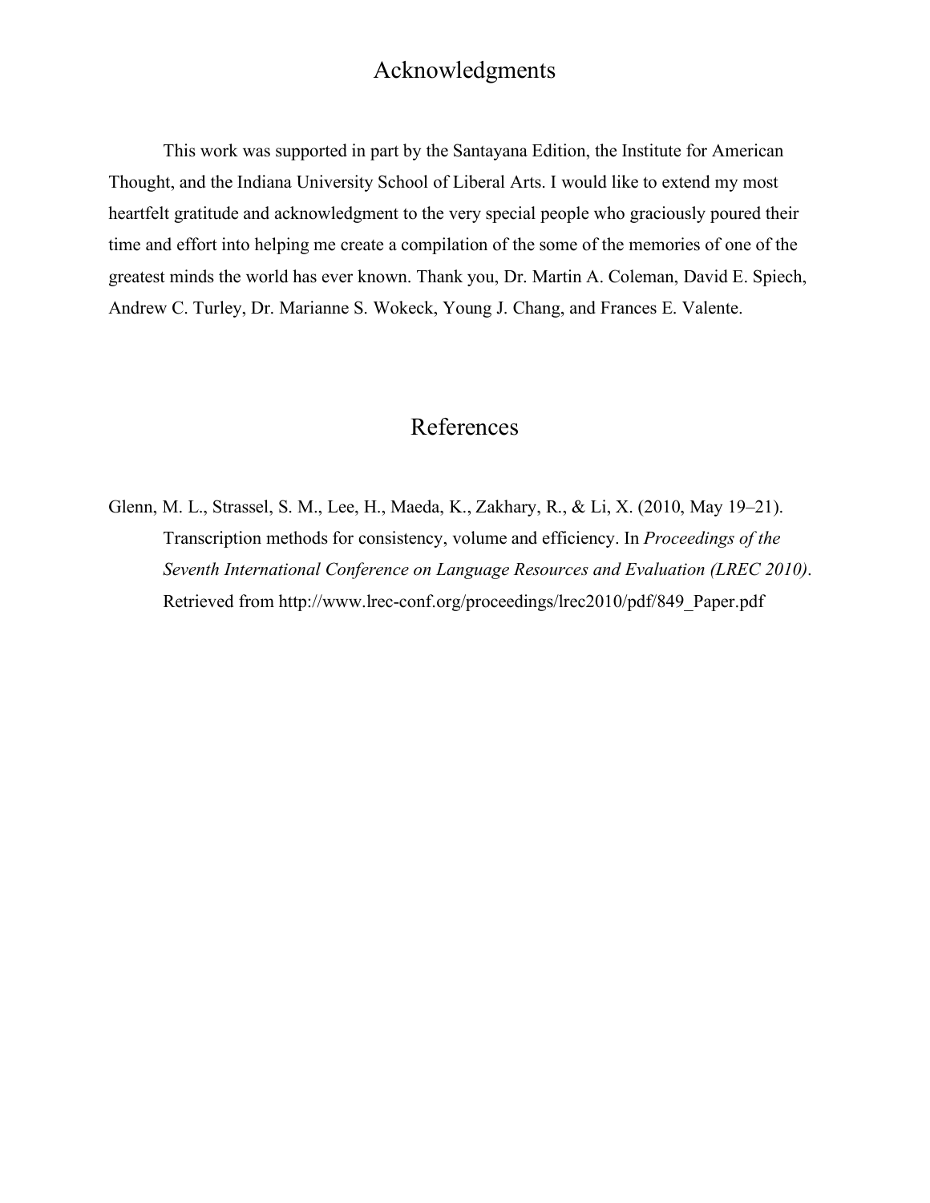# Acknowledgments

This work was supported in part by the Santayana Edition, the Institute for American Thought, and the Indiana University School of Liberal Arts. I would like to extend my most heartfelt gratitude and acknowledgment to the very special people who graciously poured their time and effort into helping me create a compilation of the some of the memories of one of the greatest minds the world has ever known. Thank you, Dr. Martin A. Coleman, David E. Spiech, Andrew C. Turley, Dr. Marianne S. Wokeck, Young J. Chang, and Frances E. Valente.

# References

Glenn, M. L., Strassel, S. M., Lee, H., Maeda, K., Zakhary, R., & Li, X. (2010, May 19–21). Transcription methods for consistency, volume and efficiency. In *Proceedings of the Seventh International Conference on Language Resources and Evaluation (LREC 2010)*. Retrieved from http://www.lrec-conf.org/proceedings/lrec2010/pdf/849_Paper.pdf